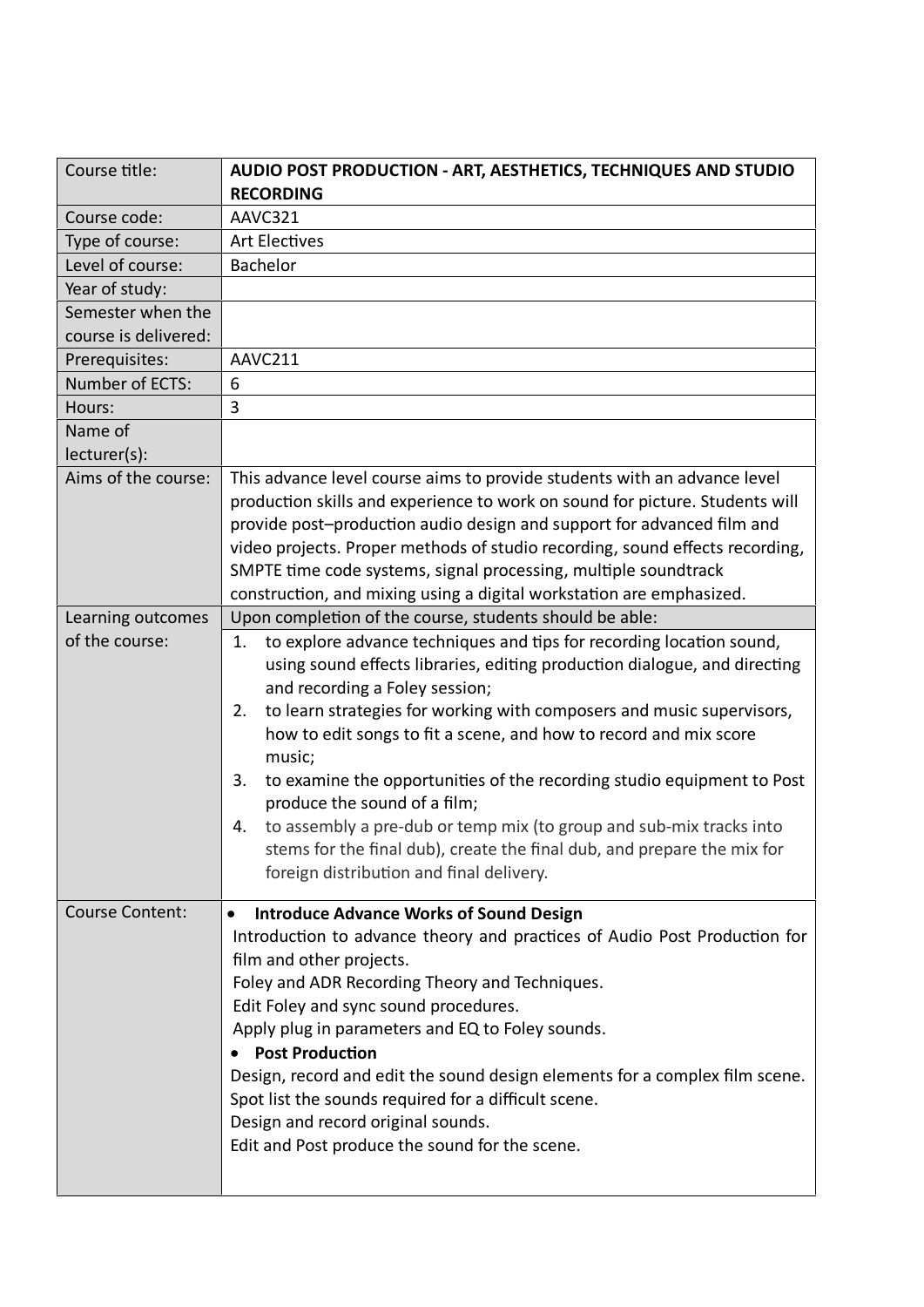| Course title: | **AUDIO POST PRODUCTION - ART, AESTHETICS, TECHNIQUES AND STUDIO RECORDING** |
|---|---|
| Course code: | AAVC321 |
| Type of course: | Art Electives |
| Level of course: | Bachelor |
| Year of study: | |
| Semester when the course is delivered: | |
| Prerequisites: | AAVC211 |
| Number of ECTS: | 6 |
| Hours: | 3 |
| Name of lecturer(s): | |
| Aims of the course: | This advance level course aims to provide students with an advance level production skills and experience to work on sound for picture. Students will provide post–production audio design and support for advanced film and video projects. Proper methods of studio recording, sound effects recording, SMPTE time code systems, signal processing, multiple soundtrack construction, and mixing using a digital workstation are emphasized. |
| Learning outcomes of the course: | Upon completion of the course, students should be able:<br>1. to explore advance techniques and tips for recording location sound, using sound effects libraries, editing production dialogue, and directing and recording a Foley session;<br>2. to learn strategies for working with composers and music supervisors, how to edit songs to fit a scene, and how to record and mix score music;<br>3. to examine the opportunities of the recording studio equipment to Post produce the sound of a film;<br>4. to assembly a pre-dub or temp mix (to group and sub-mix tracks into stems for the final dub), create the final dub, and prepare the mix for foreign distribution and final delivery. |
| Course Content: | • **Introduce Advance Works of Sound Design**<br>Introduction to advance theory and practices of Audio Post Production for film and other projects.<br>Foley and ADR Recording Theory and Techniques.<br>Edit Foley and sync sound procedures.<br>Apply plug in parameters and EQ to Foley sounds.<br>• **Post Production**<br>Design, record and edit the sound design elements for a complex film scene.<br>Spot list the sounds required for a difficult scene.<br>Design and record original sounds.<br>Edit and Post produce the sound for the scene. |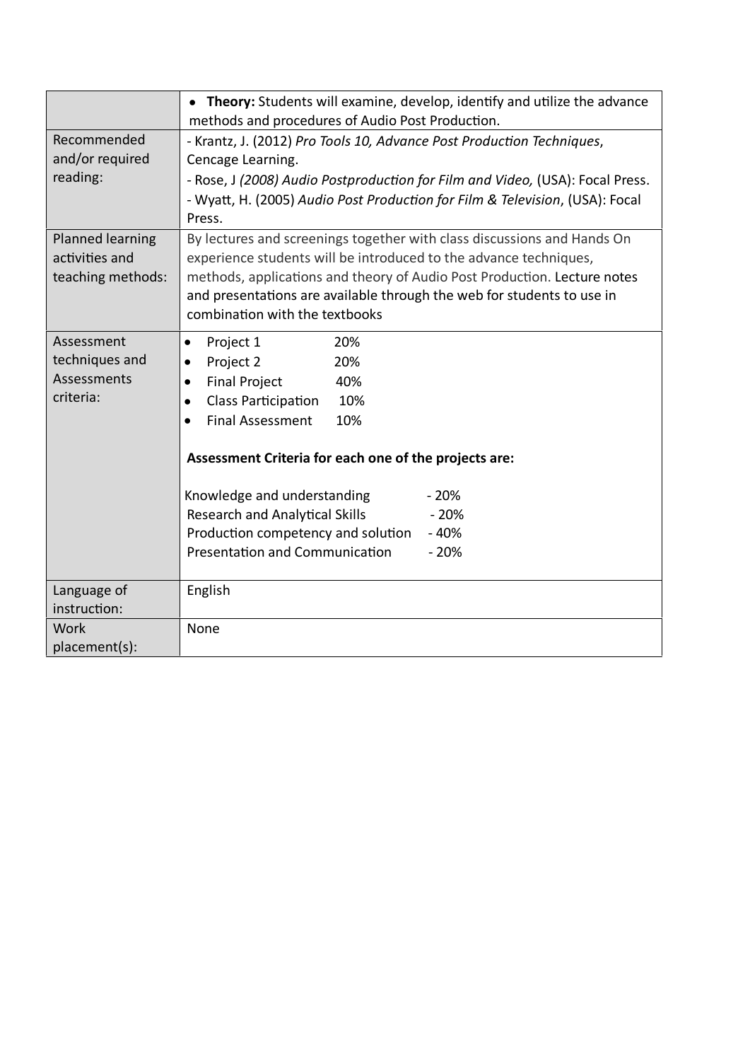| | |
|---|---|
| | • **Theory:** Students will examine, develop, identify and utilize the advance methods and procedures of Audio Post Production. |
| Recommended and/or required reading: | - Krantz, J. (2012) *Pro Tools 10, Advance Post Production Techniques*, Cencage Learning.<br>- Rose, J *(2008) Audio Postproduction for Film and Video,* (USA): Focal Press.<br>- Wyatt, H. (2005) *Audio Post Production for Film & Television*, (USA): Focal Press. |
| Planned learning activities and teaching methods: | By lectures and screenings together with class discussions and Hands On experience students will be introduced to the advance techniques, methods, applications and theory of Audio Post Production. Lecture notes and presentations are available through the web for students to use in combination with the textbooks |
| Assessment techniques and Assessments criteria: | • Project 1 20%<br>• Project 2 20%<br>• Final Project 40%<br>• Class Participation 10%<br>• Final Assessment 10%<br><br>**Assessment Criteria for each one of the projects are:**<br><br>Knowledge and understanding - 20%<br>Research and Analytical Skills - 20%<br>Production competency and solution - 40%<br>Presentation and Communication - 20% |
| Language of instruction: | English |
| Work placement(s): | None |